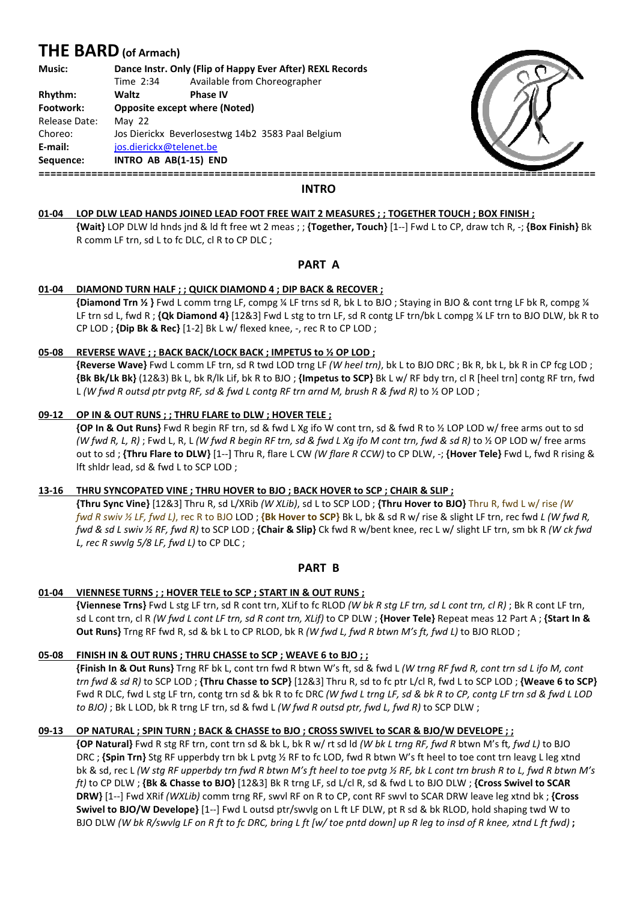# THE BARD (of Armach)

**Music:** **Dance Instr. Only (Flip of Happy Ever After) REXL Records**
Time 2:34 Available from Choreographer
**Rhythm:** **Waltz** **Phase IV**
**Footwork:** **Opposite except where (Noted)**
Release Date: May 22
Choreo: Jos Dierickx Beverlosestwg 14b2 3583 Paal Belgium
**E-mail:** jos.dierickx@telenet.be
**Sequence:** **INTRO AB AB(1-15) END**

## INTRO

**01-04 LOP DLW LEAD HANDS JOINED LEAD FOOT FREE WAIT 2 MEASURES ; ; TOGETHER TOUCH ; BOX FINISH ;**
**{Wait}** LOP DLW ld hnds jnd & ld ft free wt 2 meas ; ; **{Together, Touch}** [1--] Fwd L to CP, draw tch R, -; **{Box Finish}** Bk R comm LF trn, sd L to fc DLC, cl R to CP DLC ;

## PART A

**01-04 DIAMOND TURN HALF ; ; QUICK DIAMOND 4 ; DIP BACK & RECOVER ;**
**{Diamond Trn ½ }** Fwd L comm trng LF, compg ¼ LF trns sd R, bk L to BJO ; Staying in BJO & cont trng LF bk R, compg ¼ LF trn sd L, fwd R ; **{Qk Diamond 4}** [12&3] Fwd L stg to trn LF, sd R contg LF trn/bk L compg ¼ LF trn to BJO DLW, bk R to CP LOD ; **{Dip Bk & Rec}** [1-2] Bk L w/ flexed knee, -, rec R to CP LOD ;

**05-08 REVERSE WAVE ; ; BACK BACK/LOCK BACK ; IMPETUS to ½ OP LOD ;**
**{Reverse Wave}** Fwd L comm LF trn, sd R twd LOD trng LF *(W heel trn)*, bk L to BJO DRC ; Bk R, bk L, bk R in CP fcg LOD ; **{Bk Bk/Lk Bk}** (12&3) Bk L, bk R/lk Lif, bk R to BJO ; **{Impetus to SCP}** Bk L w/ RF bdy trn, cl R [heel trn] contg RF trn, fwd L *(W fwd R outsd ptr pvtg RF, sd & fwd L contg RF trn arnd M, brush R & fwd R)* to ½ OP LOD ;

**09-12 OP IN & OUT RUNS ; ; THRU FLARE to DLW ; HOVER TELE ;**
**{OP In & Out Runs}** Fwd R begin RF trn, sd & fwd L Xg ifo W cont trn, sd & fwd R to ½ LOP LOD w/ free arms out to sd *(W fwd R, L, R)* ; Fwd L, R, L *(W fwd R begin RF trn, sd & fwd L Xg ifo M cont trn, fwd & sd R)* to ½ OP LOD w/ free arms out to sd ; **{Thru Flare to DLW}** [1--] Thru R, flare L CW *(W flare R CCW)* to CP DLW, -; **{Hover Tele}** Fwd L, fwd R rising & lft shldr lead, sd & fwd L to SCP LOD ;

**13-16 THRU SYNCOPATED VINE ; THRU HOVER to BJO ; BACK HOVER to SCP ; CHAIR & SLIP ;**
**{Thru Sync Vine}** [12&3] Thru R, sd L/XRib *(W XLib)*, sd L to SCP LOD ; **{Thru Hover to BJO}** Thru R, fwd L w/ rise *(W fwd R swiv ½ LF, fwd L)*, rec R to BJO LOD ; **{Bk Hover to SCP}** Bk L, bk & sd R w/ rise & slight LF trn, rec fwd L *(W fwd R, fwd & sd L swiv ½ RF, fwd R)* to SCP LOD ; **{Chair & Slip}** Ck fwd R w/bent knee, rec L w/ slight LF trn, sm bk R *(W ck fwd L, rec R swvlg 5/8 LF, fwd L)* to CP DLC ;

## PART B

**01-04 VIENNESE TURNS ; ; HOVER TELE to SCP ; START IN & OUT RUNS ;**
**{Viennese Trns}** Fwd L stg LF trn, sd R cont trn, XLif to fc RLOD *(W bk R stg LF trn, sd L cont trn, cl R)* ; Bk R cont LF trn, sd L cont trn, cl R *(W fwd L cont LF trn, sd R cont trn, XLif)* to CP DLW ; **{Hover Tele}** Repeat meas 12 Part A ; **{Start In & Out Runs}** Trng RF fwd R, sd & bk L to CP RLOD, bk R *(W fwd L, fwd R btwn M's ft, fwd L)* to BJO RLOD ;

**05-08 FINISH IN & OUT RUNS ; THRU CHASSE to SCP ; WEAVE 6 to BJO ; ;**
**{Finish In & Out Runs}** Trng RF bk L, cont trn fwd R btwn W's ft, sd & fwd L *(W trng RF fwd R, cont trn sd L ifo M, cont trn fwd & sd R)* to SCP LOD ; **{Thru Chasse to SCP}** [12&3] Thru R, sd to fc ptr L/cl R, fwd L to SCP LOD ; **{Weave 6 to SCP}** Fwd R DLC, fwd L stg LF trn, contg trn sd & bk R to fc DRC *(W fwd L trng LF, sd & bk R to CP, contg LF trn sd & fwd L LOD to BJO)* ; Bk L LOD, bk R trng LF trn, sd & fwd L *(W fwd R outsd ptr, fwd L, fwd R)* to SCP DLW ;

**09-13 OP NATURAL ; SPIN TURN ; BACK & CHASSE to BJO ; CROSS SWIVEL to SCAR & BJO/W DEVELOPE ; ;**
**{OP Natural}** Fwd R stg RF trn, cont trn sd & bk L, bk R w/ rt sd ld *(W bk L trng RF, fwd R* btwn M's ft*, fwd L)* to BJO DRC ; **{Spin Trn}** Stg RF upperbdy trn bk L pvtg ½ RF to fc LOD, fwd R btwn W's ft heel to toe cont trn leavg L leg xtnd bk & sd, rec L *(W stg RF upperbdy trn fwd R btwn M's ft heel to toe pvtg ½ RF, bk L cont trn brush R to L, fwd R btwn M's ft)* to CP DLW ; **{Bk & Chasse to BJO}** [12&3] Bk R trng LF, sd L/cl R, sd & fwd L to BJO DLW ; **{Cross Swivel to SCAR DRW}** [1--] Fwd XRif *(WXLib)* comm trng RF, swvl RF on R to CP, cont RF swvl to SCAR DRW leave leg xtnd bk ; **{Cross Swivel to BJO/W Develope}** [1--] Fwd L outsd ptr/swvlg on L ft LF DLW, pt R sd & bk RLOD, hold shaping twd W to BJO DLW *(W bk R/swvlg LF on R ft to fc DRC, bring L ft [w/ toe pntd down] up R leg to insd of R knee, xtnd L ft fwd)* **;**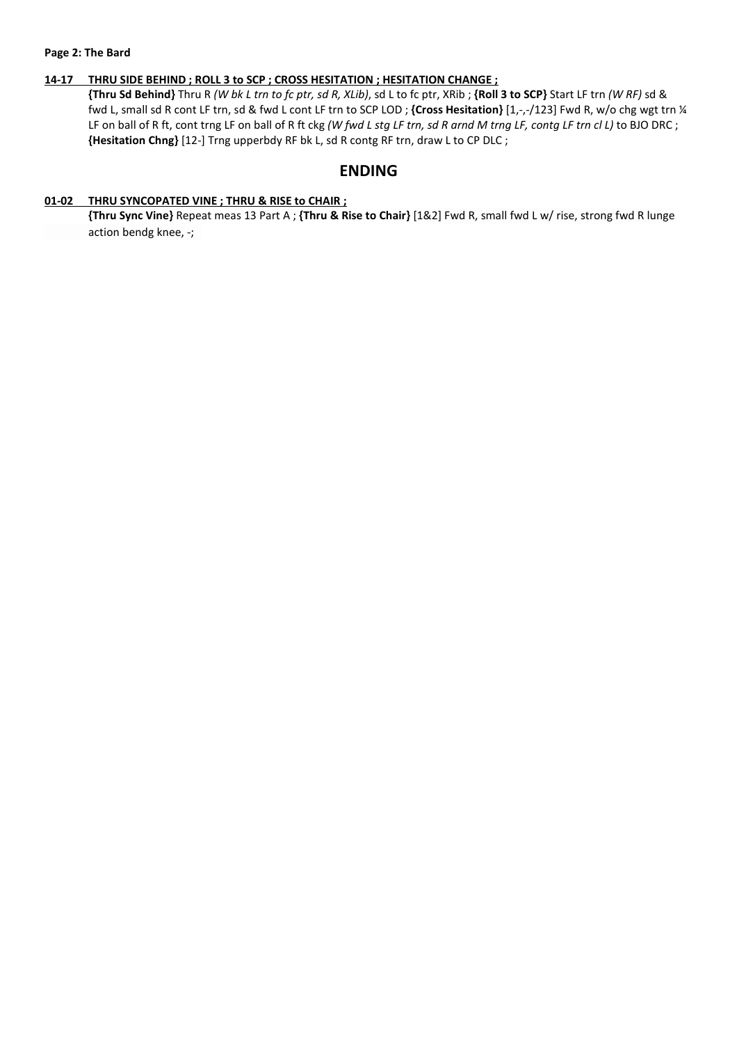**Page 2: The Bard**

**14-17 THRU SIDE BEHIND ; ROLL 3 to SCP ; CROSS HESITATION ; HESITATION CHANGE ;**

**{Thru Sd Behind}** Thru R *(W bk L trn to fc ptr, sd R, XLib)*, sd L to fc ptr, XRib ; **{Roll 3 to SCP}** Start LF trn *(W RF)* sd & fwd L, small sd R cont LF trn, sd & fwd L cont LF trn to SCP LOD ; **{Cross Hesitation}** [1,-,-/123] Fwd R, w/o chg wgt trn ¼ LF on ball of R ft, cont trng LF on ball of R ft ckg *(W fwd L stg LF trn, sd R arnd M trng LF, contg LF trn cl L)* to BJO DRC ; **{Hesitation Chng}** [12-] Trng upperbdy RF bk L, sd R contg RF trn, draw L to CP DLC ;

## ENDING

**01-02 THRU SYNCOPATED VINE ; THRU & RISE to CHAIR ;**

**{Thru Sync Vine}** Repeat meas 13 Part A ; **{Thru & Rise to Chair}** [1&2] Fwd R, small fwd L w/ rise, strong fwd R lunge action bendg knee, -;